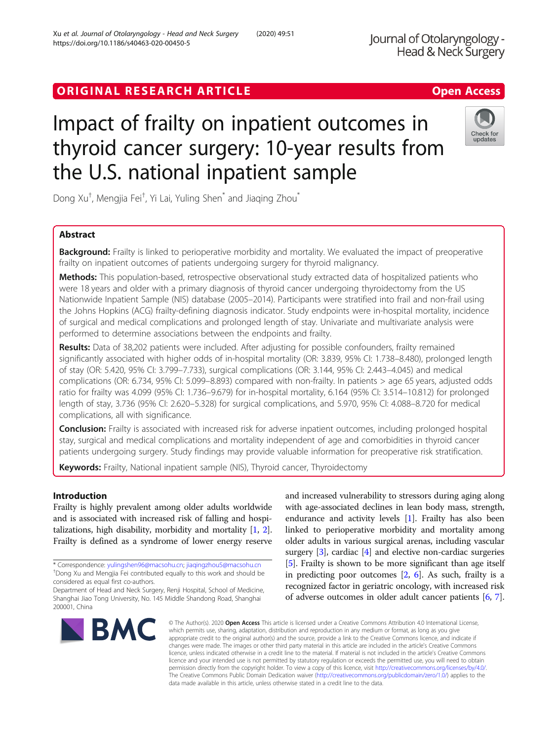ORIGINAL RESEARCH ARTICLE

Open Access

# Impact of frailty on inpatient outcomes in thyroid cancer surgery: 10-year results from the U.S. national inpatient sample

Dong Xu[†], Mengjia Fei[†], Yi Lai, Yuling Shen[*] and Jiaqing Zhou[*]

## Abstract

**Background:** Frailty is linked to perioperative morbidity and mortality. We evaluated the impact of preoperative frailty on inpatient outcomes of patients undergoing surgery for thyroid malignancy.

**Methods:** This population-based, retrospective observational study extracted data of hospitalized patients who were 18 years and older with a primary diagnosis of thyroid cancer undergoing thyroidectomy from the US Nationwide Inpatient Sample (NIS) database (2005–2014). Participants were stratified into frail and non-frail using the Johns Hopkins (ACG) frailty-defining diagnosis indicator. Study endpoints were in-hospital mortality, incidence of surgical and medical complications and prolonged length of stay. Univariate and multivariate analysis were performed to determine associations between the endpoints and frailty.

**Results:** Data of 38,202 patients were included. After adjusting for possible confounders, frailty remained significantly associated with higher odds of in-hospital mortality (OR: 3.839, 95% CI: 1.738–8.480), prolonged length of stay (OR: 5.420, 95% CI: 3.799–7.733), surgical complications (OR: 3.144, 95% CI: 2.443–4.045) and medical complications (OR: 6.734, 95% CI: 5.099–8.893) compared with non-frailty. In patients > age 65 years, adjusted odds ratio for frailty was 4.099 (95% CI: 1.736–9.679) for in-hospital mortality, 6.164 (95% CI: 3.514–10.812) for prolonged length of stay, 3.736 (95% CI: 2.620–5.328) for surgical complications, and 5.970, 95% CI: 4.088–8.720 for medical complications, all with significance.

**Conclusion:** Frailty is associated with increased risk for adverse inpatient outcomes, including prolonged hospital stay, surgical and medical complications and mortality independent of age and comorbidities in thyroid cancer patients undergoing surgery. Study findings may provide valuable information for preoperative risk stratification.

**Keywords:** Frailty, National inpatient sample (NIS), Thyroid cancer, Thyroidectomy

## Introduction

Frailty is highly prevalent among older adults worldwide and is associated with increased risk of falling and hospitalizations, high disability, morbidity and mortality [1, 2]. Frailty is defined as a syndrome of lower energy reserve and increased vulnerability to stressors during aging along with age-associated declines in lean body mass, strength, endurance and activity levels [1]. Frailty has also been linked to perioperative morbidity and mortality among older adults in various surgical arenas, including vascular surgery [3], cardiac [4] and elective non-cardiac surgeries [5]. Frailty is shown to be more significant than age itself in predicting poor outcomes [2, 6]. As such, frailty is a recognized factor in geriatric oncology, with increased risk of adverse outcomes in older adult cancer patients [6, 7].

\* Correspondence: yulingshen96@macsohu.cn; jiaqingzhou5@macsohu.cn
†Dong Xu and Mengjia Fei contributed equally to this work and should be considered as equal first co-authors.
Department of Head and Neck Surgery, Renji Hospital, School of Medicine, Shanghai Jiao Tong University, No. 145 Middle Shandong Road, Shanghai 200001, China

© The Author(s). 2020 **Open Access** This article is licensed under a Creative Commons Attribution 4.0 International License, which permits use, sharing, adaptation, distribution and reproduction in any medium or format, as long as you give appropriate credit to the original author(s) and the source, provide a link to the Creative Commons licence, and indicate if changes were made. The images or other third party material in this article are included in the article's Creative Commons licence, unless indicated otherwise in a credit line to the material. If material is not included in the article's Creative Commons licence and your intended use is not permitted by statutory regulation or exceeds the permitted use, you will need to obtain permission directly from the copyright holder. To view a copy of this licence, visit http://creativecommons.org/licenses/by/4.0/. The Creative Commons Public Domain Dedication waiver (http://creativecommons.org/publicdomain/zero/1.0/) applies to the data made available in this article, unless otherwise stated in a credit line to the data.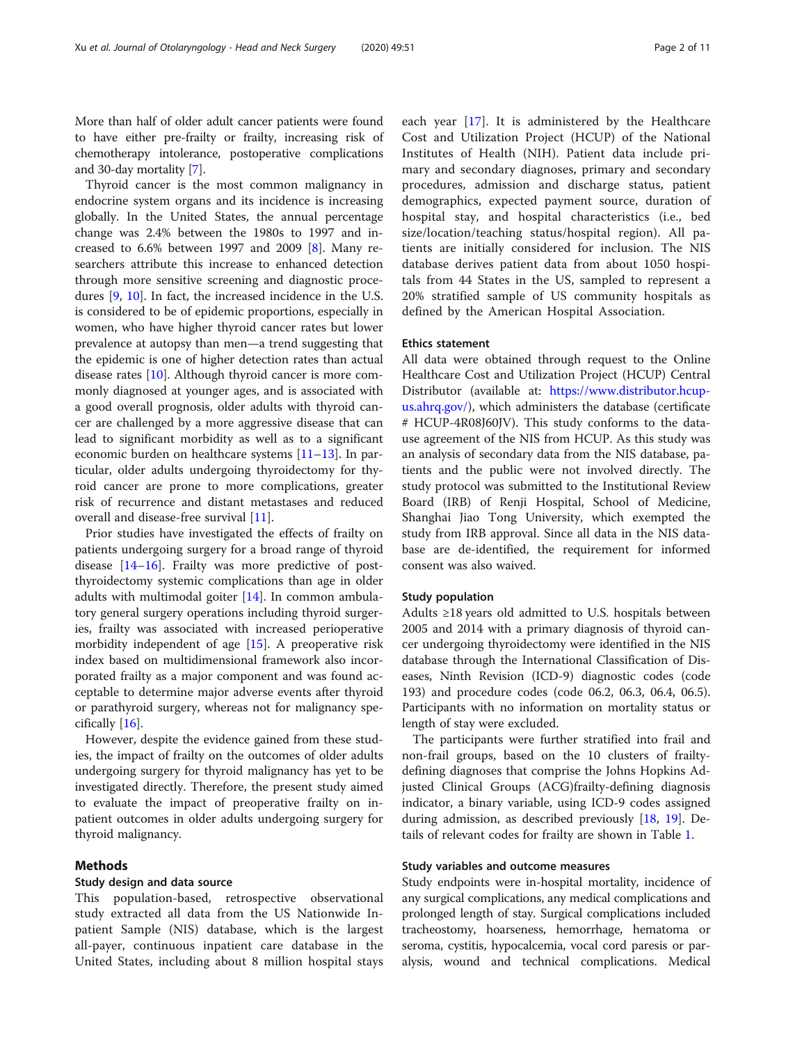More than half of older adult cancer patients were found to have either pre-frailty or frailty, increasing risk of chemotherapy intolerance, postoperative complications and 30-day mortality [7].

Thyroid cancer is the most common malignancy in endocrine system organs and its incidence is increasing globally. In the United States, the annual percentage change was 2.4% between the 1980s to 1997 and increased to 6.6% between 1997 and 2009 [8]. Many researchers attribute this increase to enhanced detection through more sensitive screening and diagnostic procedures [9, 10]. In fact, the increased incidence in the U.S. is considered to be of epidemic proportions, especially in women, who have higher thyroid cancer rates but lower prevalence at autopsy than men—a trend suggesting that the epidemic is one of higher detection rates than actual disease rates [10]. Although thyroid cancer is more commonly diagnosed at younger ages, and is associated with a good overall prognosis, older adults with thyroid cancer are challenged by a more aggressive disease that can lead to significant morbidity as well as to a significant economic burden on healthcare systems [11–13]. In particular, older adults undergoing thyroidectomy for thyroid cancer are prone to more complications, greater risk of recurrence and distant metastases and reduced overall and disease-free survival [11].

Prior studies have investigated the effects of frailty on patients undergoing surgery for a broad range of thyroid disease [14–16]. Frailty was more predictive of post-thyroidectomy systemic complications than age in older adults with multimodal goiter [14]. In common ambulatory general surgery operations including thyroid surgeries, frailty was associated with increased perioperative morbidity independent of age [15]. A preoperative risk index based on multidimensional framework also incorporated frailty as a major component and was found acceptable to determine major adverse events after thyroid or parathyroid surgery, whereas not for malignancy specifically [16].

However, despite the evidence gained from these studies, the impact of frailty on the outcomes of older adults undergoing surgery for thyroid malignancy has yet to be investigated directly. Therefore, the present study aimed to evaluate the impact of preoperative frailty on inpatient outcomes in older adults undergoing surgery for thyroid malignancy.

## Methods

### Study design and data source

This population-based, retrospective observational study extracted all data from the US Nationwide Inpatient Sample (NIS) database, which is the largest all-payer, continuous inpatient care database in the United States, including about 8 million hospital stays each year [17]. It is administered by the Healthcare Cost and Utilization Project (HCUP) of the National Institutes of Health (NIH). Patient data include primary and secondary diagnoses, primary and secondary procedures, admission and discharge status, patient demographics, expected payment source, duration of hospital stay, and hospital characteristics (i.e., bed size/location/teaching status/hospital region). All patients are initially considered for inclusion. The NIS database derives patient data from about 1050 hospitals from 44 States in the US, sampled to represent a 20% stratified sample of US community hospitals as defined by the American Hospital Association.

### Ethics statement

All data were obtained through request to the Online Healthcare Cost and Utilization Project (HCUP) Central Distributor (available at: https://www.distributor.hcup-us.ahrq.gov/), which administers the database (certificate # HCUP-4R08J60JV). This study conforms to the data-use agreement of the NIS from HCUP. As this study was an analysis of secondary data from the NIS database, patients and the public were not involved directly. The study protocol was submitted to the Institutional Review Board (IRB) of Renji Hospital, School of Medicine, Shanghai Jiao Tong University, which exempted the study from IRB approval. Since all data in the NIS database are de-identified, the requirement for informed consent was also waived.

### Study population

Adults ≥18 years old admitted to U.S. hospitals between 2005 and 2014 with a primary diagnosis of thyroid cancer undergoing thyroidectomy were identified in the NIS database through the International Classification of Diseases, Ninth Revision (ICD-9) diagnostic codes (code 193) and procedure codes (code 06.2, 06.3, 06.4, 06.5). Participants with no information on mortality status or length of stay were excluded.

The participants were further stratified into frail and non-frail groups, based on the 10 clusters of frailty-defining diagnoses that comprise the Johns Hopkins Adjusted Clinical Groups (ACG)frailty-defining diagnosis indicator, a binary variable, using ICD-9 codes assigned during admission, as described previously [18, 19]. Details of relevant codes for frailty are shown in Table 1.

### Study variables and outcome measures

Study endpoints were in-hospital mortality, incidence of any surgical complications, any medical complications and prolonged length of stay. Surgical complications included tracheostomy, hoarseness, hemorrhage, hematoma or seroma, cystitis, hypocalcemia, vocal cord paresis or paralysis, wound and technical complications. Medical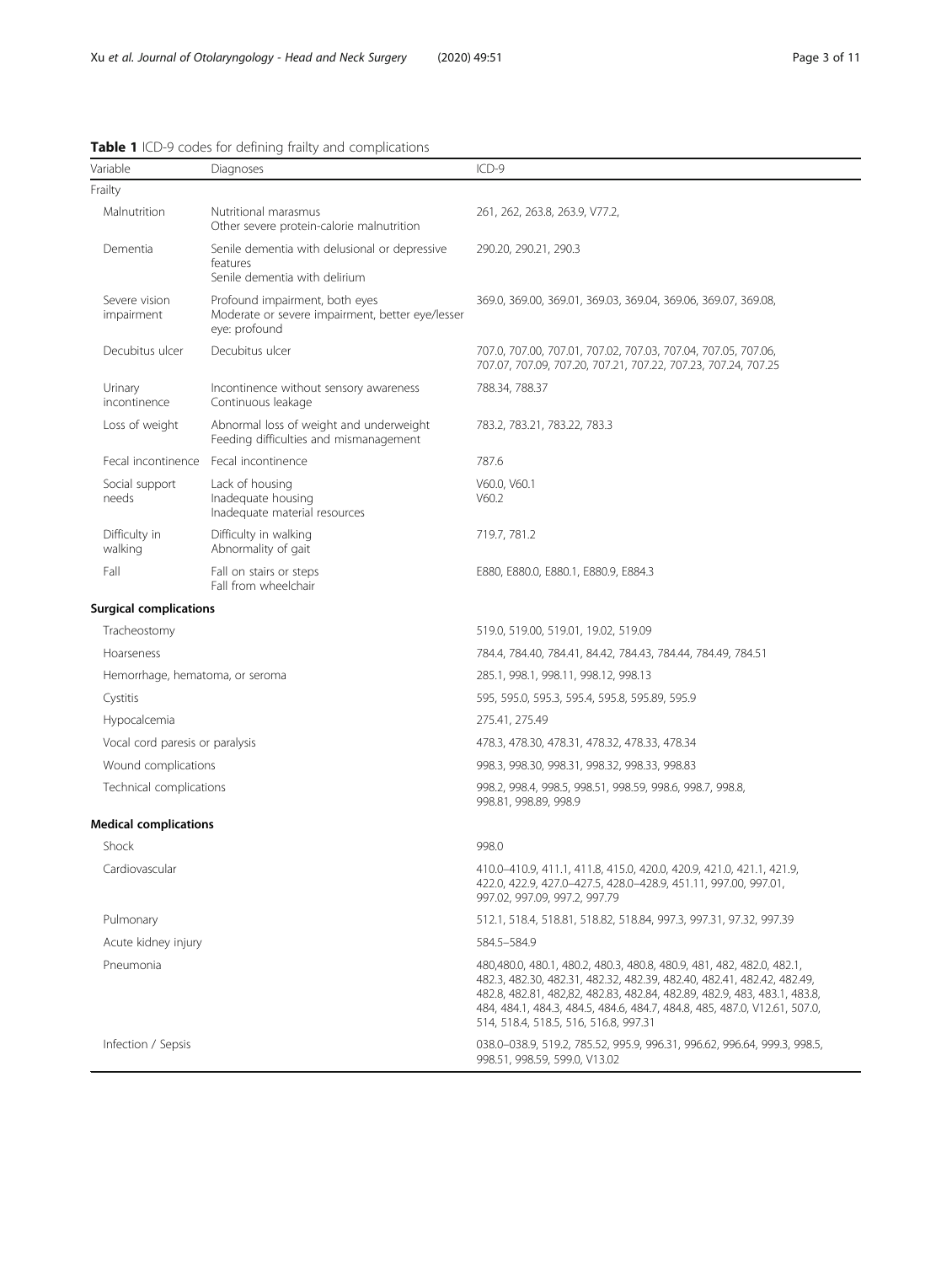**Table 1** ICD-9 codes for defining frailty and complications

| Variable | Diagnoses | ICD-9 |
|---|---|---|
| Frailty | | |
| Malnutrition | Nutritional marasmus<br>Other severe protein-calorie malnutrition | 261, 262, 263.8, 263.9, V77.2, |
| Dementia | Senile dementia with delusional or depressive features<br>Senile dementia with delirium | 290.20, 290.21, 290.3 |
| Severe vision impairment | Profound impairment, both eyes<br>Moderate or severe impairment, better eye/lesser eye: profound | 369.0, 369.00, 369.01, 369.03, 369.04, 369.06, 369.07, 369.08, |
| Decubitus ulcer | Decubitus ulcer | 707.0, 707.00, 707.01, 707.02, 707.03, 707.04, 707.05, 707.06, 707.07, 707.09, 707.20, 707.21, 707.22, 707.23, 707.24, 707.25 |
| Urinary incontinence | Incontinence without sensory awareness<br>Continuous leakage | 788.34, 788.37 |
| Loss of weight | Abnormal loss of weight and underweight<br>Feeding difficulties and mismanagement | 783.2, 783.21, 783.22, 783.3 |
| Fecal incontinence | Fecal incontinence | 787.6 |
| Social support needs | Lack of housing<br>Inadequate housing<br>Inadequate material resources | V60.0, V60.1<br>V60.2 |
| Difficulty in walking | Difficulty in walking<br>Abnormality of gait | 719.7, 781.2 |
| Fall | Fall on stairs or steps<br>Fall from wheelchair | E880, E880.0, E880.1, E880.9, E884.3 |
| **Surgical complications** | | |
| Tracheostomy | | 519.0, 519.00, 519.01, 19.02, 519.09 |
| Hoarseness | | 784.4, 784.40, 784.41, 84.42, 784.43, 784.44, 784.49, 784.51 |
| Hemorrhage, hematoma, or seroma | | 285.1, 998.1, 998.11, 998.12, 998.13 |
| Cystitis | | 595, 595.0, 595.3, 595.4, 595.8, 595.89, 595.9 |
| Hypocalcemia | | 275.41, 275.49 |
| Vocal cord paresis or paralysis | | 478.3, 478.30, 478.31, 478.32, 478.33, 478.34 |
| Wound complications | | 998.3, 998.30, 998.31, 998.32, 998.33, 998.83 |
| Technical complications | | 998.2, 998.4, 998.5, 998.51, 998.59, 998.6, 998.7, 998.8, 998.81, 998.89, 998.9 |
| **Medical complications** | | |
| Shock | | 998.0 |
| Cardiovascular | | 410.0–410.9, 411.1, 411.8, 415.0, 420.0, 420.9, 421.0, 421.1, 421.9, 422.0, 422.9, 427.0–427.5, 428.0–428.9, 451.11, 997.00, 997.01, 997.02, 997.09, 997.2, 997.79 |
| Pulmonary | | 512.1, 518.4, 518.81, 518.82, 518.84, 997.3, 997.31, 97.32, 997.39 |
| Acute kidney injury | | 584.5–584.9 |
| Pneumonia | | 480,480.0, 480.1, 480.2, 480.3, 480.8, 480.9, 481, 482, 482.0, 482.1, 482.3, 482.30, 482.31, 482.32, 482.39, 482.40, 482.41, 482.42, 482.49, 482.8, 482.81, 482,82, 482.83, 482.84, 482.89, 482.9, 483, 483.1, 483.8, 484, 484.1, 484.3, 484.5, 484.6, 484.7, 484.8, 485, 487.0, V12.61, 507.0, 514, 518.4, 518.5, 516, 516.8, 997.31 |
| Infection / Sepsis | | 038.0–038.9, 519.2, 785.52, 995.9, 996.31, 996.62, 996.64, 999.3, 998.5, 998.51, 998.59, 599.0, V13.02 |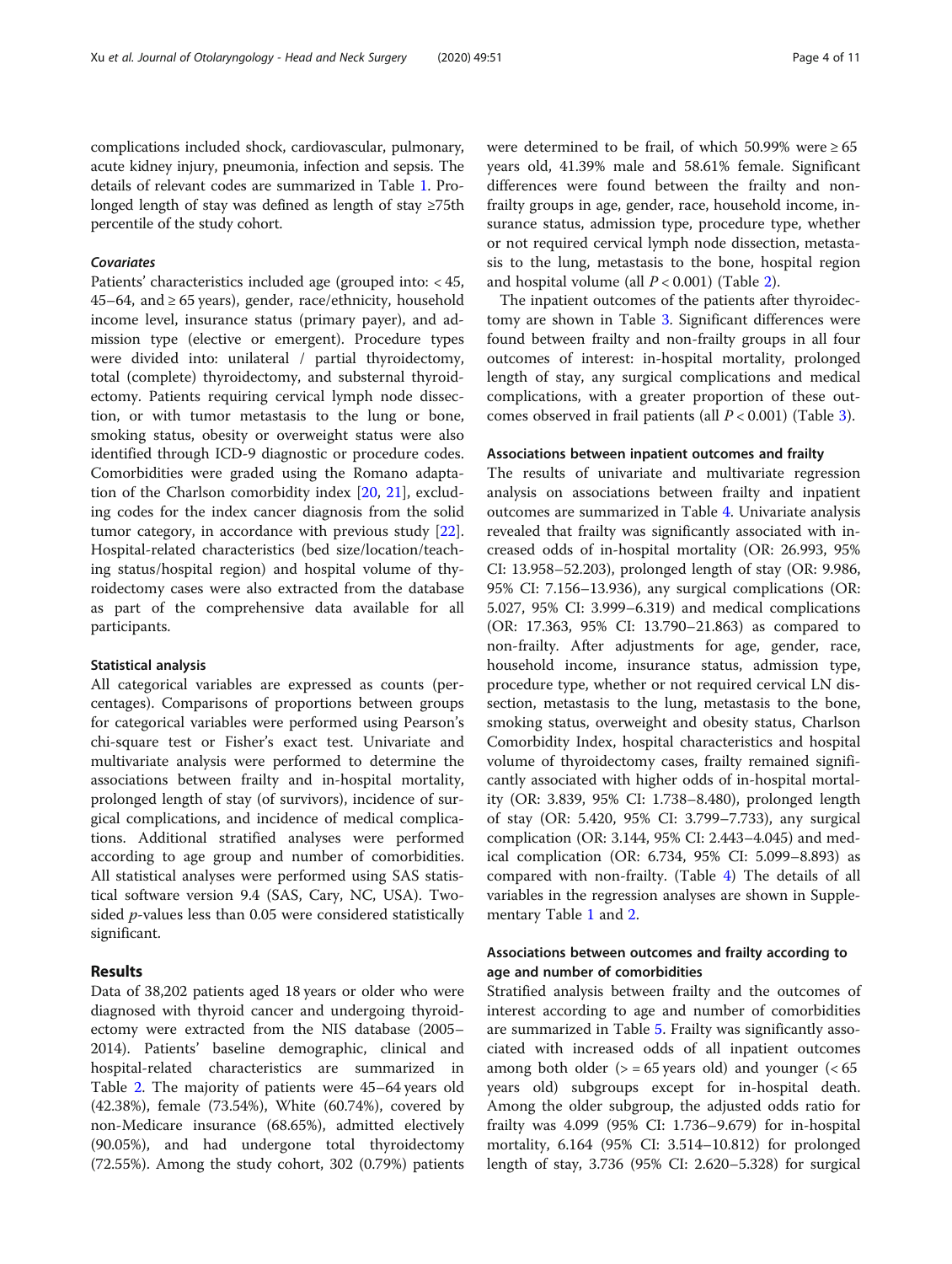complications included shock, cardiovascular, pulmonary, acute kidney injury, pneumonia, infection and sepsis. The details of relevant codes are summarized in Table 1. Prolonged length of stay was defined as length of stay ≥75th percentile of the study cohort.

#### Covariates

Patients' characteristics included age (grouped into: < 45, 45–64, and ≥ 65 years), gender, race/ethnicity, household income level, insurance status (primary payer), and admission type (elective or emergent). Procedure types were divided into: unilateral / partial thyroidectomy, total (complete) thyroidectomy, and substernal thyroidectomy. Patients requiring cervical lymph node dissection, or with tumor metastasis to the lung or bone, smoking status, obesity or overweight status were also identified through ICD-9 diagnostic or procedure codes. Comorbidities were graded using the Romano adaptation of the Charlson comorbidity index [20, 21], excluding codes for the index cancer diagnosis from the solid tumor category, in accordance with previous study [22]. Hospital-related characteristics (bed size/location/teaching status/hospital region) and hospital volume of thyroidectomy cases were also extracted from the database as part of the comprehensive data available for all participants.

### Statistical analysis

All categorical variables are expressed as counts (percentages). Comparisons of proportions between groups for categorical variables were performed using Pearson's chi-square test or Fisher's exact test. Univariate and multivariate analysis were performed to determine the associations between frailty and in-hospital mortality, prolonged length of stay (of survivors), incidence of surgical complications, and incidence of medical complications. Additional stratified analyses were performed according to age group and number of comorbidities. All statistical analyses were performed using SAS statistical software version 9.4 (SAS, Cary, NC, USA). Two-sided *p*-values less than 0.05 were considered statistically significant.

## Results

Data of 38,202 patients aged 18 years or older who were diagnosed with thyroid cancer and undergoing thyroidectomy were extracted from the NIS database (2005–2014). Patients' baseline demographic, clinical and hospital-related characteristics are summarized in Table 2. The majority of patients were 45–64 years old (42.38%), female (73.54%), White (60.74%), covered by non-Medicare insurance (68.65%), admitted electively (90.05%), and had undergone total thyroidectomy (72.55%). Among the study cohort, 302 (0.79%) patients were determined to be frail, of which 50.99% were ≥ 65 years old, 41.39% male and 58.61% female. Significant differences were found between the frailty and non-frailty groups in age, gender, race, household income, insurance status, admission type, procedure type, whether or not required cervical lymph node dissection, metastasis to the lung, metastasis to the bone, hospital region and hospital volume (all $P < 0.001$) (Table 2).

The inpatient outcomes of the patients after thyroidectomy are shown in Table 3. Significant differences were found between frailty and non-frailty groups in all four outcomes of interest: in-hospital mortality, prolonged length of stay, any surgical complications and medical complications, with a greater proportion of these outcomes observed in frail patients (all $P < 0.001$) (Table 3).

### Associations between inpatient outcomes and frailty

The results of univariate and multivariate regression analysis on associations between frailty and inpatient outcomes are summarized in Table 4. Univariate analysis revealed that frailty was significantly associated with increased odds of in-hospital mortality (OR: 26.993, 95% CI: 13.958–52.203), prolonged length of stay (OR: 9.986, 95% CI: 7.156–13.936), any surgical complications (OR: 5.027, 95% CI: 3.999–6.319) and medical complications (OR: 17.363, 95% CI: 13.790–21.863) as compared to non-frailty. After adjustments for age, gender, race, household income, insurance status, admission type, procedure type, whether or not required cervical LN dissection, metastasis to the lung, metastasis to the bone, smoking status, overweight and obesity status, Charlson Comorbidity Index, hospital characteristics and hospital volume of thyroidectomy cases, frailty remained significantly associated with higher odds of in-hospital mortality (OR: 3.839, 95% CI: 1.738–8.480), prolonged length of stay (OR: 5.420, 95% CI: 3.799–7.733), any surgical complication (OR: 3.144, 95% CI: 2.443–4.045) and medical complication (OR: 6.734, 95% CI: 5.099–8.893) as compared with non-frailty. (Table 4) The details of all variables in the regression analyses are shown in Supplementary Table 1 and 2.

### Associations between outcomes and frailty according to age and number of comorbidities

Stratified analysis between frailty and the outcomes of interest according to age and number of comorbidities are summarized in Table 5. Frailty was significantly associated with increased odds of all inpatient outcomes among both older (> = 65 years old) and younger (< 65 years old) subgroups except for in-hospital death. Among the older subgroup, the adjusted odds ratio for frailty was 4.099 (95% CI: 1.736–9.679) for in-hospital mortality, 6.164 (95% CI: 3.514–10.812) for prolonged length of stay, 3.736 (95% CI: 2.620–5.328) for surgical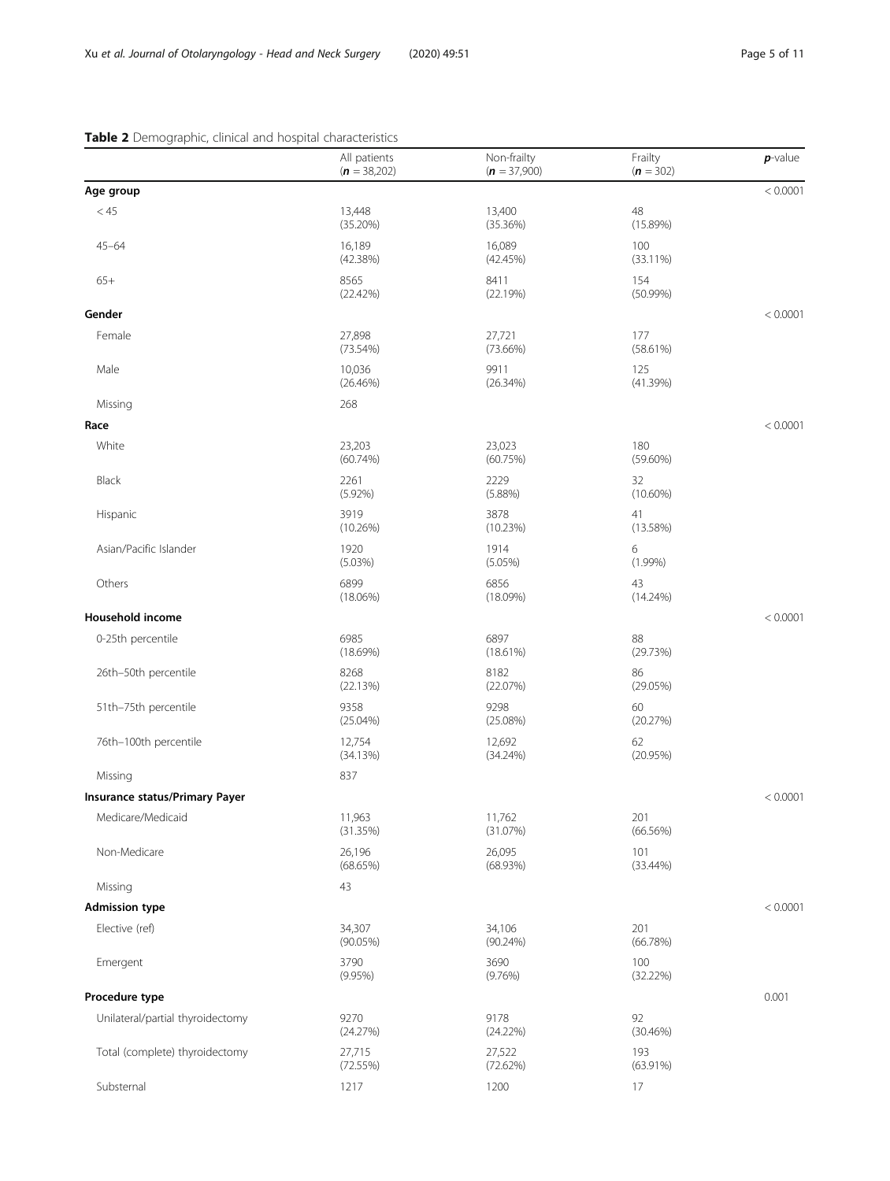**Table 2** Demographic, clinical and hospital characteristics

| | All patients (***n*** = 38,202) | Non-frailty (***n*** = 37,900) | Frailty (***n*** = 302) | ***p***-value |
|---|---|---|---|---|
| **Age group** | | | | < 0.0001 |
| < 45 | 13,448 (35.20%) | 13,400 (35.36%) | 48 (15.89%) | |
| 45–64 | 16,189 (42.38%) | 16,089 (42.45%) | 100 (33.11%) | |
| 65+ | 8565 (22.42%) | 8411 (22.19%) | 154 (50.99%) | |
| **Gender** | | | | < 0.0001 |
| Female | 27,898 (73.54%) | 27,721 (73.66%) | 177 (58.61%) | |
| Male | 10,036 (26.46%) | 9911 (26.34%) | 125 (41.39%) | |
| Missing | 268 | | | |
| **Race** | | | | < 0.0001 |
| White | 23,203 (60.74%) | 23,023 (60.75%) | 180 (59.60%) | |
| Black | 2261 (5.92%) | 2229 (5.88%) | 32 (10.60%) | |
| Hispanic | 3919 (10.26%) | 3878 (10.23%) | 41 (13.58%) | |
| Asian/Pacific Islander | 1920 (5.03%) | 1914 (5.05%) | 6 (1.99%) | |
| Others | 6899 (18.06%) | 6856 (18.09%) | 43 (14.24%) | |
| **Household income** | | | | < 0.0001 |
| 0-25th percentile | 6985 (18.69%) | 6897 (18.61%) | 88 (29.73%) | |
| 26th–50th percentile | 8268 (22.13%) | 8182 (22.07%) | 86 (29.05%) | |
| 51th–75th percentile | 9358 (25.04%) | 9298 (25.08%) | 60 (20.27%) | |
| 76th–100th percentile | 12,754 (34.13%) | 12,692 (34.24%) | 62 (20.95%) | |
| Missing | 837 | | | |
| **Insurance status/Primary Payer** | | | | < 0.0001 |
| Medicare/Medicaid | 11,963 (31.35%) | 11,762 (31.07%) | 201 (66.56%) | |
| Non-Medicare | 26,196 (68.65%) | 26,095 (68.93%) | 101 (33.44%) | |
| Missing | 43 | | | |
| **Admission type** | | | | < 0.0001 |
| Elective (ref) | 34,307 (90.05%) | 34,106 (90.24%) | 201 (66.78%) | |
| Emergent | 3790 (9.95%) | 3690 (9.76%) | 100 (32.22%) | |
| **Procedure type** | | | | 0.001 |
| Unilateral/partial thyroidectomy | 9270 (24.27%) | 9178 (24.22%) | 92 (30.46%) | |
| Total (complete) thyroidectomy | 27,715 (72.55%) | 27,522 (72.62%) | 193 (63.91%) | |
| Substernal | 1217 | 1200 | 17 | |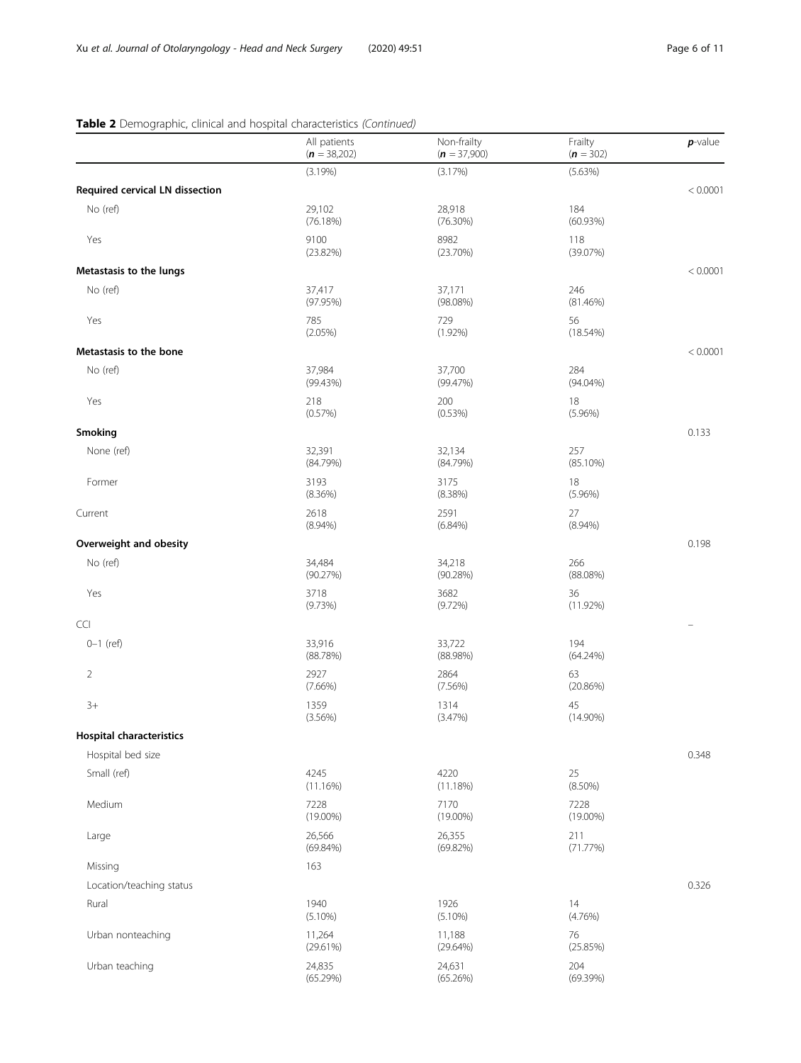**Table 2** Demographic, clinical and hospital characteristics *(Continued)*

| | All patients ($n$ = 38,202) | Non-frailty ($n$ = 37,900) | Frailty ($n$ = 302) | $p$-value |
|---|---|---|---|---|
| | (3.19%) | (3.17%) | (5.63%) | |
| **Required cervical LN dissection** | | | | < 0.0001 |
| No (ref) | 29,102 (76.18%) | 28,918 (76.30%) | 184 (60.93%) | |
| Yes | 9100 (23.82%) | 8982 (23.70%) | 118 (39.07%) | |
| **Metastasis to the lungs** | | | | < 0.0001 |
| No (ref) | 37,417 (97.95%) | 37,171 (98.08%) | 246 (81.46%) | |
| Yes | 785 (2.05%) | 729 (1.92%) | 56 (18.54%) | |
| **Metastasis to the bone** | | | | < 0.0001 |
| No (ref) | 37,984 (99.43%) | 37,700 (99.47%) | 284 (94.04%) | |
| Yes | 218 (0.57%) | 200 (0.53%) | 18 (5.96%) | |
| **Smoking** | | | | 0.133 |
| None (ref) | 32,391 (84.79%) | 32,134 (84.79%) | 257 (85.10%) | |
| Former | 3193 (8.36%) | 3175 (8.38%) | 18 (5.96%) | |
| Current | 2618 (8.94%) | 2591 (6.84%) | 27 (8.94%) | |
| **Overweight and obesity** | | | | 0.198 |
| No (ref) | 34,484 (90.27%) | 34,218 (90.28%) | 266 (88.08%) | |
| Yes | 3718 (9.73%) | 3682 (9.72%) | 36 (11.92%) | |
| CCI | | | | – |
| 0–1 (ref) | 33,916 (88.78%) | 33,722 (88.98%) | 194 (64.24%) | |
| 2 | 2927 (7.66%) | 2864 (7.56%) | 63 (20.86%) | |
| 3+ | 1359 (3.56%) | 1314 (3.47%) | 45 (14.90%) | |
| **Hospital characteristics** | | | | |
| Hospital bed size | | | | 0.348 |
| Small (ref) | 4245 (11.16%) | 4220 (11.18%) | 25 (8.50%) | |
| Medium | 7228 (19.00%) | 7170 (19.00%) | 7228 (19.00%) | |
| Large | 26,566 (69.84%) | 26,355 (69.82%) | 211 (71.77%) | |
| Missing | 163 | | | |
| Location/teaching status | | | | 0.326 |
| Rural | 1940 (5.10%) | 1926 (5.10%) | 14 (4.76%) | |
| Urban nonteaching | 11,264 (29.61%) | 11,188 (29.64%) | 76 (25.85%) | |
| Urban teaching | 24,835 (65.29%) | 24,631 (65.26%) | 204 (69.39%) | |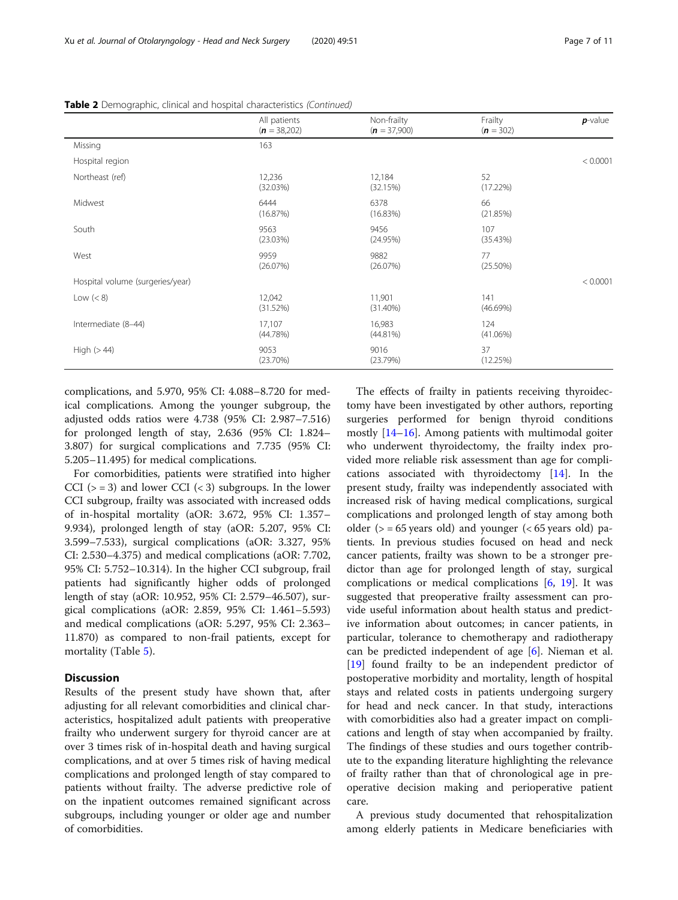**Table 2** Demographic, clinical and hospital characteristics *(Continued)*

| | All patients (*n* = 38,202) | Non-frailty (*n* = 37,900) | Frailty (*n* = 302) | *p*-value |
|---|---|---|---|---|
| Missing | 163 | | | |
| Hospital region | | | | < 0.0001 |
| Northeast (ref) | 12,236 (32.03%) | 12,184 (32.15%) | 52 (17.22%) | |
| Midwest | 6444 (16.87%) | 6378 (16.83%) | 66 (21.85%) | |
| South | 9563 (23.03%) | 9456 (24.95%) | 107 (35.43%) | |
| West | 9959 (26.07%) | 9882 (26.07%) | 77 (25.50%) | |
| Hospital volume (surgeries/year) | | | | < 0.0001 |
| Low (< 8) | 12,042 (31.52%) | 11,901 (31.40%) | 141 (46.69%) | |
| Intermediate (8–44) | 17,107 (44.78%) | 16,983 (44.81%) | 124 (41.06%) | |
| High (> 44) | 9053 (23.70%) | 9016 (23.79%) | 37 (12.25%) | |

complications, and 5.970, 95% CI: 4.088–8.720 for medical complications. Among the younger subgroup, the adjusted odds ratios were 4.738 (95% CI: 2.987–7.516) for prolonged length of stay, 2.636 (95% CI: 1.824–3.807) for surgical complications and 7.735 (95% CI: 5.205–11.495) for medical complications.

For comorbidities, patients were stratified into higher CCI (> = 3) and lower CCI (< 3) subgroups. In the lower CCI subgroup, frailty was associated with increased odds of in-hospital mortality (aOR: 3.672, 95% CI: 1.357–9.934), prolonged length of stay (aOR: 5.207, 95% CI: 3.599–7.533), surgical complications (aOR: 3.327, 95% CI: 2.530–4.375) and medical complications (aOR: 7.702, 95% CI: 5.752–10.314). In the higher CCI subgroup, frail patients had significantly higher odds of prolonged length of stay (aOR: 10.952, 95% CI: 2.579–46.507), surgical complications (aOR: 2.859, 95% CI: 1.461–5.593) and medical complications (aOR: 5.297, 95% CI: 2.363–11.870) as compared to non-frail patients, except for mortality (Table 5).

## Discussion

Results of the present study have shown that, after adjusting for all relevant comorbidities and clinical characteristics, hospitalized adult patients with preoperative frailty who underwent surgery for thyroid cancer are at over 3 times risk of in-hospital death and having surgical complications, and at over 5 times risk of having medical complications and prolonged length of stay compared to patients without frailty. The adverse predictive role of on the inpatient outcomes remained significant across subgroups, including younger or older age and number of comorbidities.

The effects of frailty in patients receiving thyroidectomy have been investigated by other authors, reporting surgeries performed for benign thyroid conditions mostly [14–16]. Among patients with multimodal goiter who underwent thyroidectomy, the frailty index provided more reliable risk assessment than age for complications associated with thyroidectomy [14]. In the present study, frailty was independently associated with increased risk of having medical complications, surgical complications and prolonged length of stay among both older (> = 65 years old) and younger (< 65 years old) patients. In previous studies focused on head and neck cancer patients, frailty was shown to be a stronger predictor than age for prolonged length of stay, surgical complications or medical complications [6, 19]. It was suggested that preoperative frailty assessment can provide useful information about health status and predictive information about outcomes; in cancer patients, in particular, tolerance to chemotherapy and radiotherapy can be predicted independent of age [6]. Nieman et al. [19] found frailty to be an independent predictor of postoperative morbidity and mortality, length of hospital stays and related costs in patients undergoing surgery for head and neck cancer. In that study, interactions with comorbidities also had a greater impact on complications and length of stay when accompanied by frailty. The findings of these studies and ours together contribute to the expanding literature highlighting the relevance of frailty rather than that of chronological age in preoperative decision making and perioperative patient care.

A previous study documented that rehospitalization among elderly patients in Medicare beneficiaries with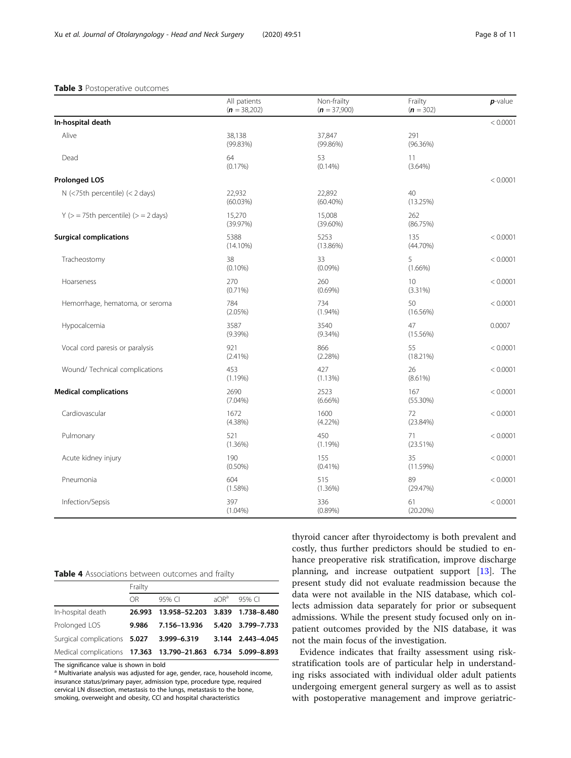**Table 3** Postoperative outcomes

| | All patients ($n$ = 38,202) | Non-frailty ($n$ = 37,900) | Frailty ($n$ = 302) | $p$-value |
|---|---|---|---|---|
| **In-hospital death** | | | | < 0.0001 |
| Alive | 38,138 (99.83%) | 37,847 (99.86%) | 291 (96.36%) | |
| Dead | 64 (0.17%) | 53 (0.14%) | 11 (3.64%) | |
| **Prolonged LOS** | | | | < 0.0001 |
| N (<75th percentile) (< 2 days) | 22,932 (60.03%) | 22,892 (60.40%) | 40 (13.25%) | |
| Y (> = 75th percentile) (> = 2 days) | 15,270 (39.97%) | 15,008 (39.60%) | 262 (86.75%) | |
| **Surgical complications** | 5388 (14.10%) | 5253 (13.86%) | 135 (44.70%) | < 0.0001 |
| Tracheostomy | 38 (0.10%) | 33 (0.09%) | 5 (1.66%) | < 0.0001 |
| Hoarseness | 270 (0.71%) | 260 (0.69%) | 10 (3.31%) | < 0.0001 |
| Hemorrhage, hematoma, or seroma | 784 (2.05%) | 734 (1.94%) | 50 (16.56%) | < 0.0001 |
| Hypocalcemia | 3587 (9.39%) | 3540 (9.34%) | 47 (15.56%) | 0.0007 |
| Vocal cord paresis or paralysis | 921 (2.41%) | 866 (2.28%) | 55 (18.21%) | < 0.0001 |
| Wound/ Technical complications | 453 (1.19%) | 427 (1.13%) | 26 (8.61%) | < 0.0001 |
| **Medical complications** | 2690 (7.04%) | 2523 (6.66%) | 167 (55.30%) | < 0.0001 |
| Cardiovascular | 1672 (4.38%) | 1600 (4.22%) | 72 (23.84%) | < 0.0001 |
| Pulmonary | 521 (1.36%) | 450 (1.19%) | 71 (23.51%) | < 0.0001 |
| Acute kidney injury | 190 (0.50%) | 155 (0.41%) | 35 (11.59%) | < 0.0001 |
| Pneumonia | 604 (1.58%) | 515 (1.36%) | 89 (29.47%) | < 0.0001 |
| Infection/Sepsis | 397 (1.04%) | 336 (0.89%) | 61 (20.20%) | < 0.0001 |

**Table 4** Associations between outcomes and frailty

| | Frailty | | | |
|---|---|---|---|---|
| | OR | 95% CI | aOR[a] | 95% CI |
| In-hospital death | **26.993** | **13.958–52.203** | **3.839** | **1.738–8.480** |
| Prolonged LOS | **9.986** | **7.156–13.936** | **5.420** | **3.799–7.733** |
| Surgical complications | **5.027** | **3.999–6.319** | **3.144** | **2.443–4.045** |
| Medical complications | **17.363** | **13.790–21.863** | **6.734** | **5.099–8.893** |

The significance value is shown in bold

[a] Multivariate analysis was adjusted for age, gender, race, household income, insurance status/primary payer, admission type, procedure type, required cervical LN dissection, metastasis to the lungs, metastasis to the bone, smoking, overweight and obesity, CCI and hospital characteristics

thyroid cancer after thyroidectomy is both prevalent and costly, thus further predictors should be studied to enhance preoperative risk stratification, improve discharge planning, and increase outpatient support [13]. The present study did not evaluate readmission because the data were not available in the NIS database, which collects admission data separately for prior or subsequent admissions. While the present study focused only on inpatient outcomes provided by the NIS database, it was not the main focus of the investigation.

Evidence indicates that frailty assessment using risk-stratification tools are of particular help in understanding risks associated with individual older adult patients undergoing emergent general surgery as well as to assist with postoperative management and improve geriatric-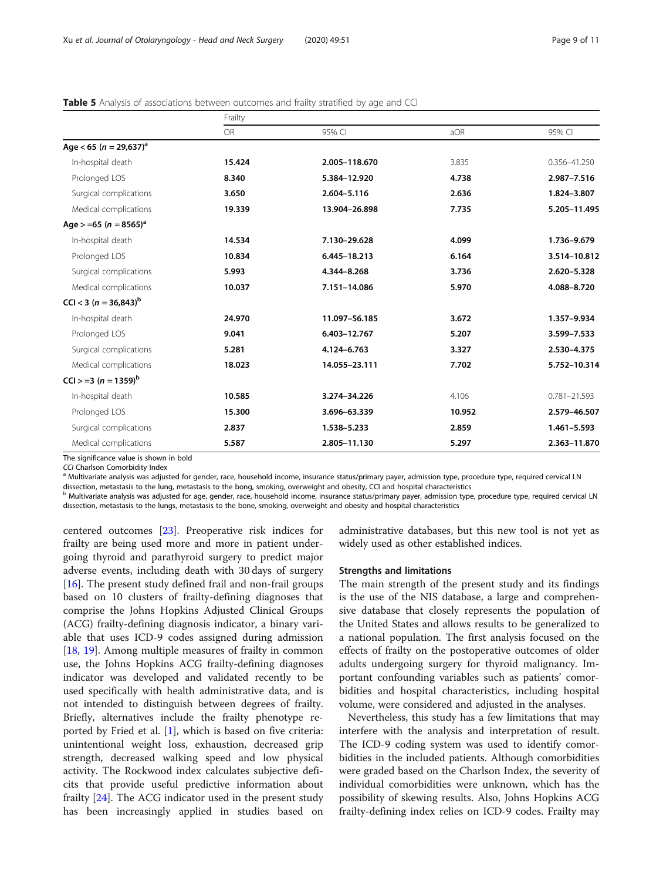**Table 5** Analysis of associations between outcomes and frailty stratified by age and CCI

| | Frailty | | | |
|---|---|---|---|---|
| | OR | 95% CI | aOR | 95% CI |
| **Age < 65 (n = 29,637)[a]** | | | | |
| In-hospital death | **15.424** | **2.005–118.670** | 3.835 | 0.356–41.250 |
| Prolonged LOS | **8.340** | **5.384–12.920** | **4.738** | **2.987–7.516** |
| Surgical complications | **3.650** | **2.604–5.116** | **2.636** | **1.824–3.807** |
| Medical complications | **19.339** | **13.904–26.898** | **7.735** | **5.205–11.495** |
| **Age > =65 (n = 8565)[a]** | | | | |
| In-hospital death | **14.534** | **7.130–29.628** | **4.099** | **1.736–9.679** |
| Prolonged LOS | **10.834** | **6.445–18.213** | **6.164** | **3.514–10.812** |
| Surgical complications | **5.993** | **4.344–8.268** | **3.736** | **2.620–5.328** |
| Medical complications | **10.037** | **7.151–14.086** | **5.970** | **4.088–8.720** |
| **CCI < 3 (n = 36,843)[b]** | | | | |
| In-hospital death | **24.970** | **11.097–56.185** | **3.672** | **1.357–9.934** |
| Prolonged LOS | **9.041** | **6.403–12.767** | **5.207** | **3.599–7.533** |
| Surgical complications | **5.281** | **4.124–6.763** | **3.327** | **2.530–4.375** |
| Medical complications | **18.023** | **14.055–23.111** | **7.702** | **5.752–10.314** |
| **CCI > =3 (n = 1359)[b]** | | | | |
| In-hospital death | **10.585** | **3.274–34.226** | 4.106 | 0.781–21.593 |
| Prolonged LOS | **15.300** | **3.696–63.339** | **10.952** | **2.579–46.507** |
| Surgical complications | **2.837** | **1.538–5.233** | **2.859** | **1.461–5.593** |
| Medical complications | **5.587** | **2.805–11.130** | **5.297** | **2.363–11.870** |

The significance value is shown in bold

*CCI* Charlson Comorbidity Index

[a] Multivariate analysis was adjusted for gender, race, household income, insurance status/primary payer, admission type, procedure type, required cervical LN dissection, metastasis to the lung, metastasis to the bong, smoking, overweight and obesity, CCI and hospital characteristics

[b] Multivariate analysis was adjusted for age, gender, race, household income, insurance status/primary payer, admission type, procedure type, required cervical LN dissection, metastasis to the lungs, metastasis to the bone, smoking, overweight and obesity and hospital characteristics

centered outcomes [23]. Preoperative risk indices for frailty are being used more and more in patient undergoing thyroid and parathyroid surgery to predict major adverse events, including death with 30 days of surgery [16]. The present study defined frail and non-frail groups based on 10 clusters of frailty-defining diagnoses that comprise the Johns Hopkins Adjusted Clinical Groups (ACG) frailty-defining diagnosis indicator, a binary variable that uses ICD-9 codes assigned during admission [18, 19]. Among multiple measures of frailty in common use, the Johns Hopkins ACG frailty-defining diagnoses indicator was developed and validated recently to be used specifically with health administrative data, and is not intended to distinguish between degrees of frailty. Briefly, alternatives include the frailty phenotype reported by Fried et al. [1], which is based on five criteria: unintentional weight loss, exhaustion, decreased grip strength, decreased walking speed and low physical activity. The Rockwood index calculates subjective deficits that provide useful predictive information about frailty [24]. The ACG indicator used in the present study has been increasingly applied in studies based on administrative databases, but this new tool is not yet as widely used as other established indices.

#### Strengths and limitations

The main strength of the present study and its findings is the use of the NIS database, a large and comprehensive database that closely represents the population of the United States and allows results to be generalized to a national population. The first analysis focused on the effects of frailty on the postoperative outcomes of older adults undergoing surgery for thyroid malignancy. Important confounding variables such as patients' comorbidities and hospital characteristics, including hospital volume, were considered and adjusted in the analyses.

Nevertheless, this study has a few limitations that may interfere with the analysis and interpretation of result. The ICD-9 coding system was used to identify comorbidities in the included patients. Although comorbidities were graded based on the Charlson Index, the severity of individual comorbidities were unknown, which has the possibility of skewing results. Also, Johns Hopkins ACG frailty-defining index relies on ICD-9 codes. Frailty may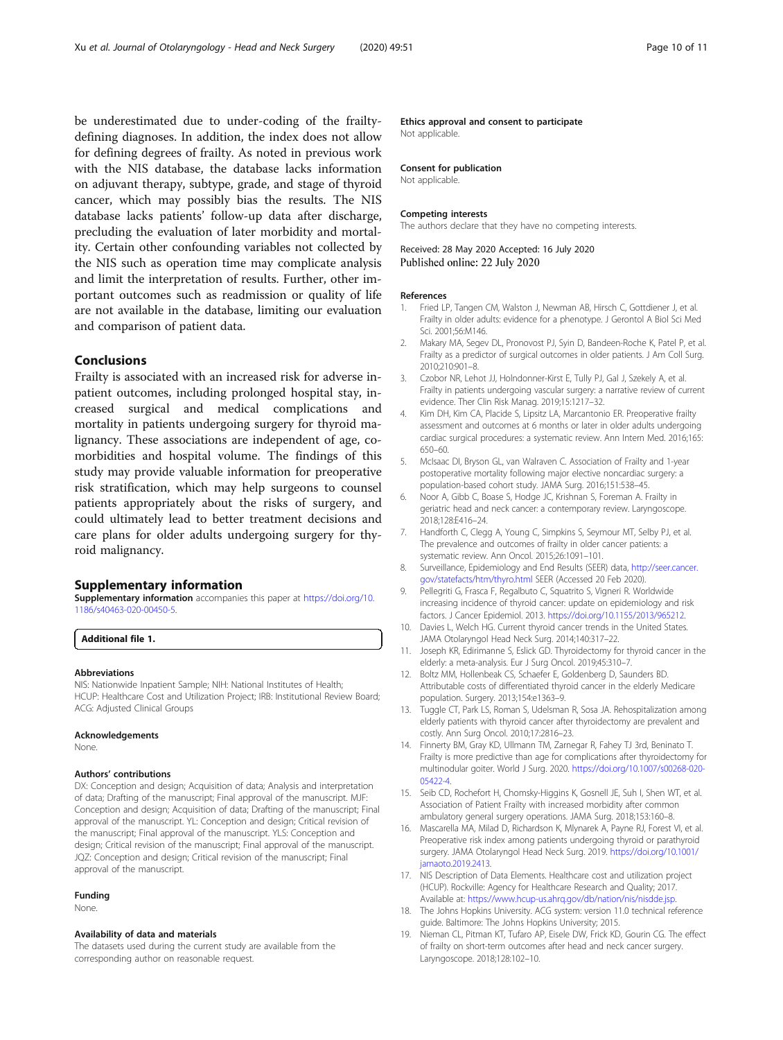be underestimated due to under-coding of the frailty-defining diagnoses. In addition, the index does not allow for defining degrees of frailty. As noted in previous work with the NIS database, the database lacks information on adjuvant therapy, subtype, grade, and stage of thyroid cancer, which may possibly bias the results. The NIS database lacks patients' follow-up data after discharge, precluding the evaluation of later morbidity and mortality. Certain other confounding variables not collected by the NIS such as operation time may complicate analysis and limit the interpretation of results. Further, other important outcomes such as readmission or quality of life are not available in the database, limiting our evaluation and comparison of patient data.

## Conclusions

Frailty is associated with an increased risk for adverse inpatient outcomes, including prolonged hospital stay, increased surgical and medical complications and mortality in patients undergoing surgery for thyroid malignancy. These associations are independent of age, comorbidities and hospital volume. The findings of this study may provide valuable information for preoperative risk stratification, which may help surgeons to counsel patients appropriately about the risks of surgery, and could ultimately lead to better treatment decisions and care plans for older adults undergoing surgery for thyroid malignancy.

## Supplementary information

**Supplementary information** accompanies this paper at https://doi.org/10.1186/s40463-020-00450-5.

**Additional file 1.**

#### Abbreviations

NIS: Nationwide Inpatient Sample; NIH: National Institutes of Health; HCUP: Healthcare Cost and Utilization Project; IRB: Institutional Review Board; ACG: Adjusted Clinical Groups

#### Acknowledgements

None.

#### Authors' contributions

DX: Conception and design; Acquisition of data; Analysis and interpretation of data; Drafting of the manuscript; Final approval of the manuscript. MJF: Conception and design; Acquisition of data; Drafting of the manuscript; Final approval of the manuscript. YL: Conception and design; Critical revision of the manuscript; Final approval of the manuscript. YLS: Conception and design; Critical revision of the manuscript; Final approval of the manuscript. JQZ: Conception and design; Critical revision of the manuscript; Final approval of the manuscript.

#### Funding

None.

#### Availability of data and materials

The datasets used during the current study are available from the corresponding author on reasonable request.

#### Ethics approval and consent to participate

Not applicable.

#### Consent for publication

Not applicable.

#### Competing interests

The authors declare that they have no competing interests.

Received: 28 May 2020 Accepted: 16 July 2020
Published online: 22 July 2020

#### References

1. Fried LP, Tangen CM, Walston J, Newman AB, Hirsch C, Gottdiener J, et al. Frailty in older adults: evidence for a phenotype. J Gerontol A Biol Sci Med Sci. 2001;56:M146.
2. Makary MA, Segev DL, Pronovost PJ, Syin D, Bandeen-Roche K, Patel P, et al. Frailty as a predictor of surgical outcomes in older patients. J Am Coll Surg. 2010;210:901–8.
3. Czobor NR, Lehot JJ, Holndonner-Kirst E, Tully PJ, Gal J, Szekely A, et al. Frailty in patients undergoing vascular surgery: a narrative review of current evidence. Ther Clin Risk Manag. 2019;15:1217–32.
4. Kim DH, Kim CA, Placide S, Lipsitz LA, Marcantonio ER. Preoperative frailty assessment and outcomes at 6 months or later in older adults undergoing cardiac surgical procedures: a systematic review. Ann Intern Med. 2016;165:650–60.
5. McIsaac DI, Bryson GL, van Walraven C. Association of Frailty and 1-year postoperative mortality following major elective noncardiac surgery: a population-based cohort study. JAMA Surg. 2016;151:538–45.
6. Noor A, Gibb C, Boase S, Hodge JC, Krishnan S, Foreman A. Frailty in geriatric head and neck cancer: a contemporary review. Laryngoscope. 2018;128:E416–24.
7. Handforth C, Clegg A, Young C, Simpkins S, Seymour MT, Selby PJ, et al. The prevalence and outcomes of frailty in older cancer patients: a systematic review. Ann Oncol. 2015;26:1091–101.
8. Surveillance, Epidemiology and End Results (SEER) data, http://seer.cancer.gov/statefacts/htm/thyro.html SEER (Accessed 20 Feb 2020).
9. Pellegriti G, Frasca F, Regalbuto C, Squatrito S, Vigneri R. Worldwide increasing incidence of thyroid cancer: update on epidemiology and risk factors. J Cancer Epidemiol. 2013. https://doi.org/10.1155/2013/965212.
10. Davies L, Welch HG. Current thyroid cancer trends in the United States. JAMA Otolaryngol Head Neck Surg. 2014;140:317–22.
11. Joseph KR, Edirimanne S, Eslick GD. Thyroidectomy for thyroid cancer in the elderly: a meta-analysis. Eur J Surg Oncol. 2019;45:310–7.
12. Boltz MM, Hollenbeak CS, Schaefer E, Goldenberg D, Saunders BD. Attributable costs of differentiated thyroid cancer in the elderly Medicare population. Surgery. 2013;154:e1363–9.
13. Tuggle CT, Park LS, Roman S, Udelsman R, Sosa JA. Rehospitalization among elderly patients with thyroid cancer after thyroidectomy are prevalent and costly. Ann Surg Oncol. 2010;17:2816–23.
14. Finnerty BM, Gray KD, Ullmann TM, Zarnegar R, Fahey TJ 3rd, Beninato T. Frailty is more predictive than age for complications after thyroidectomy for multinodular goiter. World J Surg. 2020. https://doi.org/10.1007/s00268-020-05422-4.
15. Seib CD, Rochefort H, Chomsky-Higgins K, Gosnell JE, Suh I, Shen WT, et al. Association of Patient Frailty with increased morbidity after common ambulatory general surgery operations. JAMA Surg. 2018;153:160–8.
16. Mascarella MA, Milad D, Richardson K, Mlynarek A, Payne RJ, Forest VI, et al. Preoperative risk index among patients undergoing thyroid or parathyroid surgery. JAMA Otolaryngol Head Neck Surg. 2019. https://doi.org/10.1001/jamaoto.2019.2413.
17. NIS Description of Data Elements. Healthcare cost and utilization project (HCUP). Rockville: Agency for Healthcare Research and Quality; 2017. Available at: https://www.hcup-us.ahrq.gov/db/nation/nis/nisdde.jsp.
18. The Johns Hopkins University. ACG system: version 11.0 technical reference guide. Baltimore: The Johns Hopkins University; 2015.
19. Nieman CL, Pitman KT, Tufaro AP, Eisele DW, Frick KD, Gourin CG. The effect of frailty on short-term outcomes after head and neck cancer surgery. Laryngoscope. 2018;128:102–10.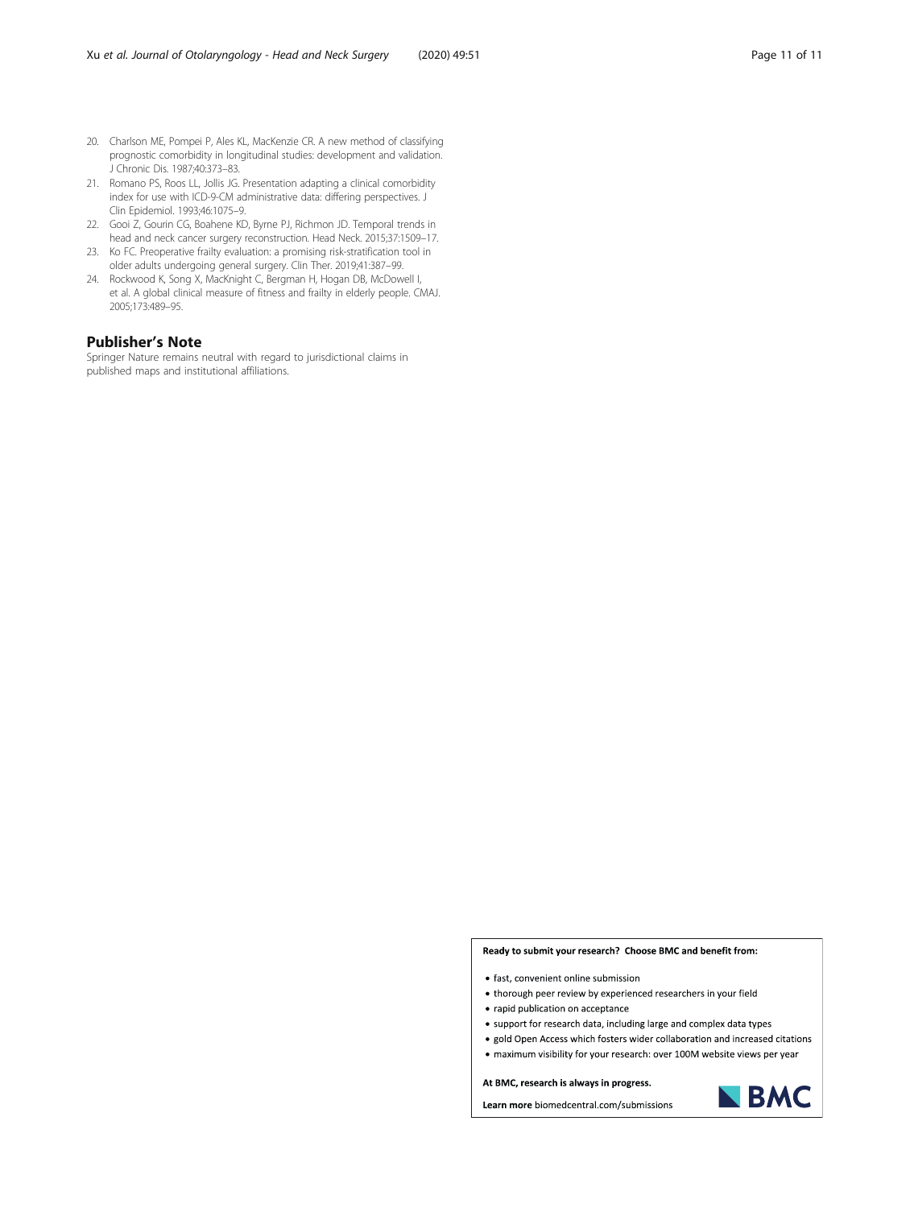20. Charlson ME, Pompei P, Ales KL, MacKenzie CR. A new method of classifying prognostic comorbidity in longitudinal studies: development and validation. J Chronic Dis. 1987;40:373–83.
21. Romano PS, Roos LL, Jollis JG. Presentation adapting a clinical comorbidity index for use with ICD-9-CM administrative data: differing perspectives. J Clin Epidemiol. 1993;46:1075–9.
22. Gooi Z, Gourin CG, Boahene KD, Byrne PJ, Richmon JD. Temporal trends in head and neck cancer surgery reconstruction. Head Neck. 2015;37:1509–17.
23. Ko FC. Preoperative frailty evaluation: a promising risk-stratification tool in older adults undergoing general surgery. Clin Ther. 2019;41:387–99.
24. Rockwood K, Song X, MacKnight C, Bergman H, Hogan DB, McDowell I, et al. A global clinical measure of fitness and frailty in elderly people. CMAJ. 2005;173:489–95.

## Publisher's Note

Springer Nature remains neutral with regard to jurisdictional claims in published maps and institutional affiliations.

**Ready to submit your research? Choose BMC and benefit from:**

- fast, convenient online submission
- thorough peer review by experienced researchers in your field
- rapid publication on acceptance
- support for research data, including large and complex data types
- gold Open Access which fosters wider collaboration and increased citations
- maximum visibility for your research: over 100M website views per year

**At BMC, research is always in progress.**

**Learn more** biomedcentral.com/submissions

BMC